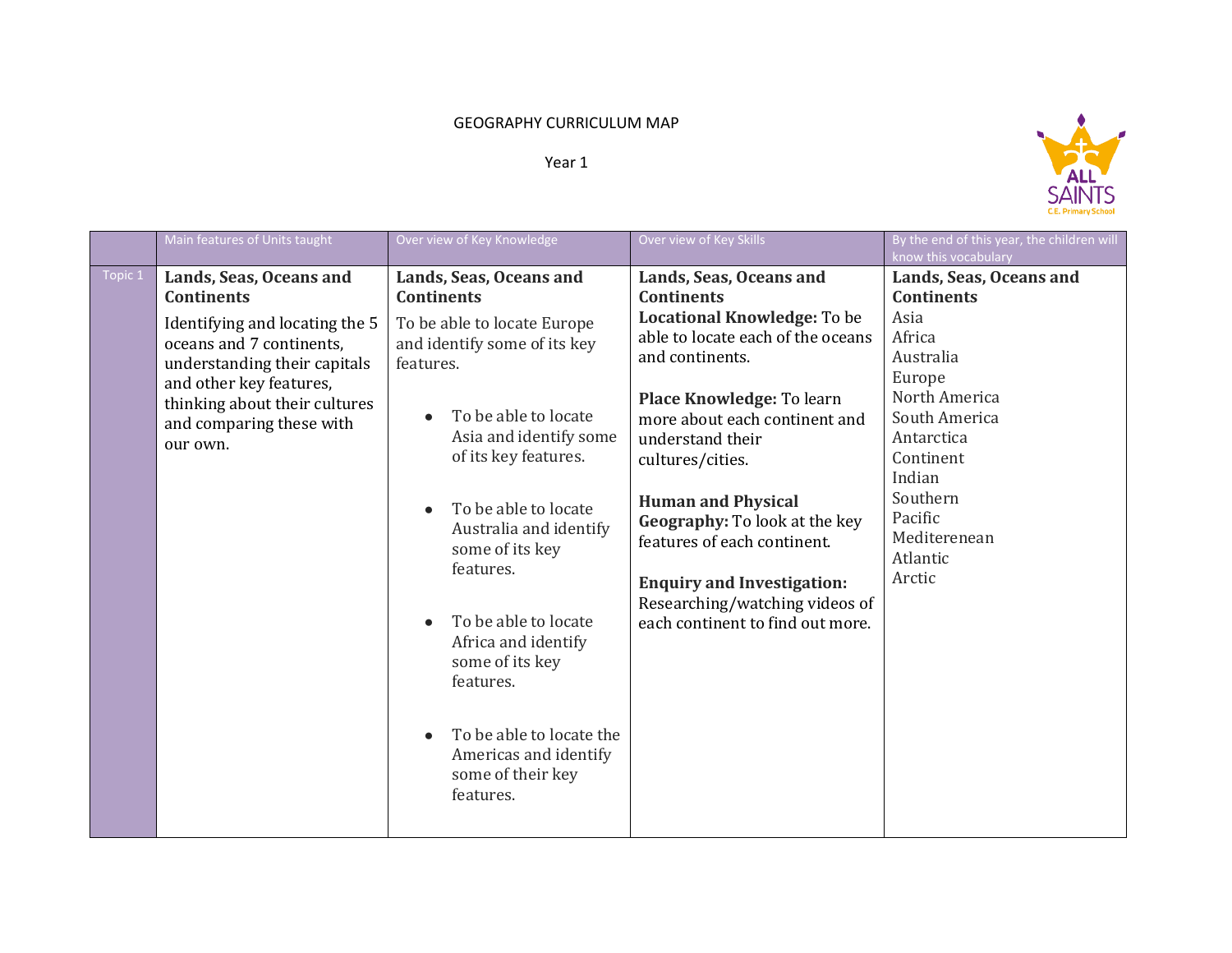GEOGRAPHY CURRICULUM MAP

Year 1

| | Main features of Units taught | Over view of Key Knowledge | Over view of Key Skills | By the end of this year, the children will know this vocabulary |
|---|---|---|---|---|
| Topic 1 | **Lands, Seas, Oceans and Continents**<br><br>Identifying and locating the 5 oceans and 7 continents, understanding their capitals and other key features, thinking about their cultures and comparing these with our own. | **Lands, Seas, Oceans and Continents**<br><br>To be able to locate Europe and identify some of its key features.<br><br>• To be able to locate Asia and identify some of its key features.<br><br>• To be able to locate Australia and identify some of its key features.<br><br>• To be able to locate Africa and identify some of its key features.<br><br>• To be able to locate the Americas and identify some of their key features. | **Lands, Seas, Oceans and Continents**<br>**Locational Knowledge:** To be able to locate each of the oceans and continents.<br><br>**Place Knowledge:** To learn more about each continent and understand their cultures/cities.<br><br>**Human and Physical Geography:** To look at the key features of each continent.<br><br>**Enquiry and Investigation:** Researching/watching videos of each continent to find out more. | **Lands, Seas, Oceans and Continents**<br>Asia<br>Africa<br>Australia<br>Europe<br>North America<br>South America<br>Antarctica<br>Continent<br>Indian<br>Southern<br>Pacific<br>Mediterenean<br>Atlantic<br>Arctic |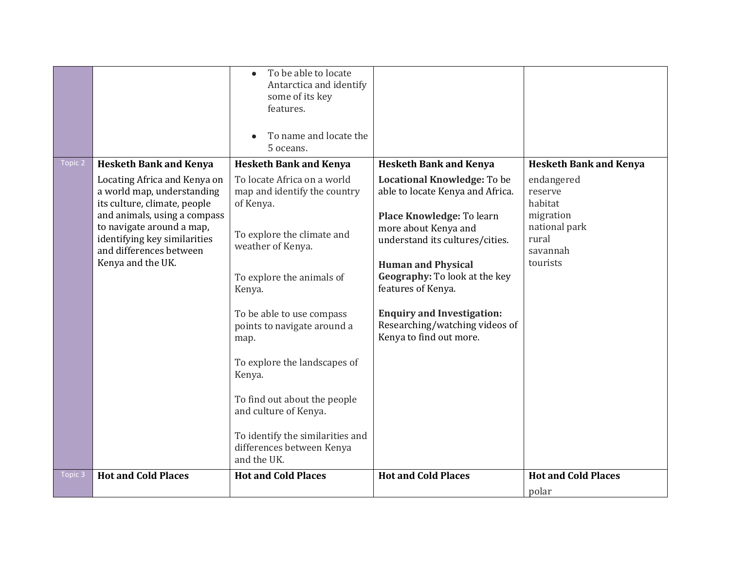| | | | | |
|---|---|---|---|---|
| | | <ul><li>To be able to locate Antarctica and identify some of its key features.</li><li>To name and locate the 5 oceans.</li></ul> | | |
| Topic 2 | **Hesketh Bank and Kenya**<br>Locating Africa and Kenya on a world map, understanding its culture, climate, people and animals, using a compass to navigate around a map, identifying key similarities and differences between Kenya and the UK. | **Hesketh Bank and Kenya**<br>To locate Africa on a world map and identify the country of Kenya.<br><br>To explore the climate and weather of Kenya.<br><br>To explore the animals of Kenya.<br><br>To be able to use compass points to navigate around a map.<br><br>To explore the landscapes of Kenya.<br><br>To find out about the people and culture of Kenya.<br><br>To identify the similarities and differences between Kenya and the UK. | **Hesketh Bank and Kenya**<br>**Locational Knowledge:** To be able to locate Kenya and Africa.<br><br>**Place Knowledge:** To learn more about Kenya and understand its cultures/cities.<br><br>**Human and Physical Geography:** To look at the key features of Kenya.<br><br>**Enquiry and Investigation:** Researching/watching videos of Kenya to find out more. | **Hesketh Bank and Kenya**<br>endangered<br>reserve<br>habitat<br>migration<br>national park<br>rural<br>savannah<br>tourists |
| Topic 3 | **Hot and Cold Places** | **Hot and Cold Places** | **Hot and Cold Places** | **Hot and Cold Places**<br>polar |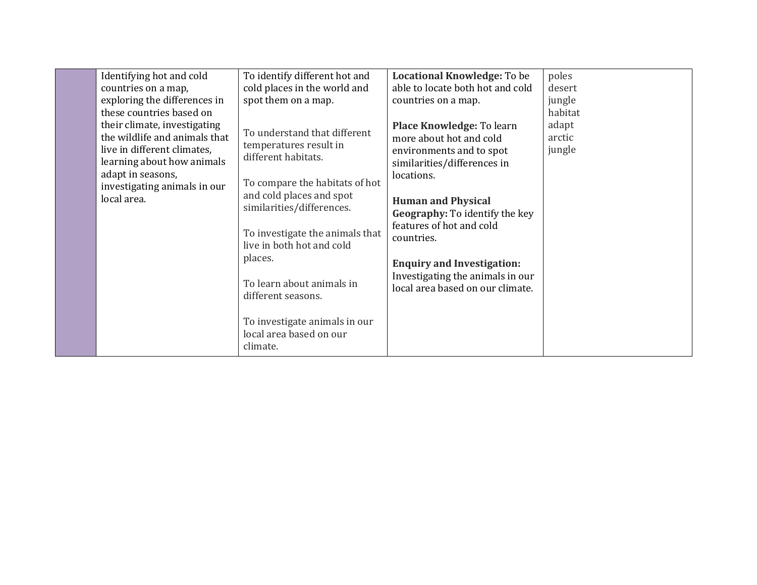| | | | | |
|---|---|---|---|---|
| | Identifying hot and cold countries on a map, exploring the differences in these countries based on their climate, investigating the wildlife and animals that live in different climates, learning about how animals adapt in seasons, investigating animals in our local area. | To identify different hot and cold places in the world and spot them on a map.<br><br>To understand that different temperatures result in different habitats.<br><br>To compare the habitats of hot and cold places and spot similarities/differences.<br><br>To investigate the animals that live in both hot and cold places.<br><br>To learn about animals in different seasons.<br><br>To investigate animals in our local area based on our climate. | **Locational Knowledge:** To be able to locate both hot and cold countries on a map.<br><br>**Place Knowledge:** To learn more about hot and cold environments and to spot similarities/differences in locations.<br><br>**Human and Physical Geography:** To identify the key features of hot and cold countries.<br><br>**Enquiry and Investigation:** Investigating the animals in our local area based on our climate. | poles<br>desert<br>jungle<br>habitat<br>adapt<br>arctic<br>jungle |